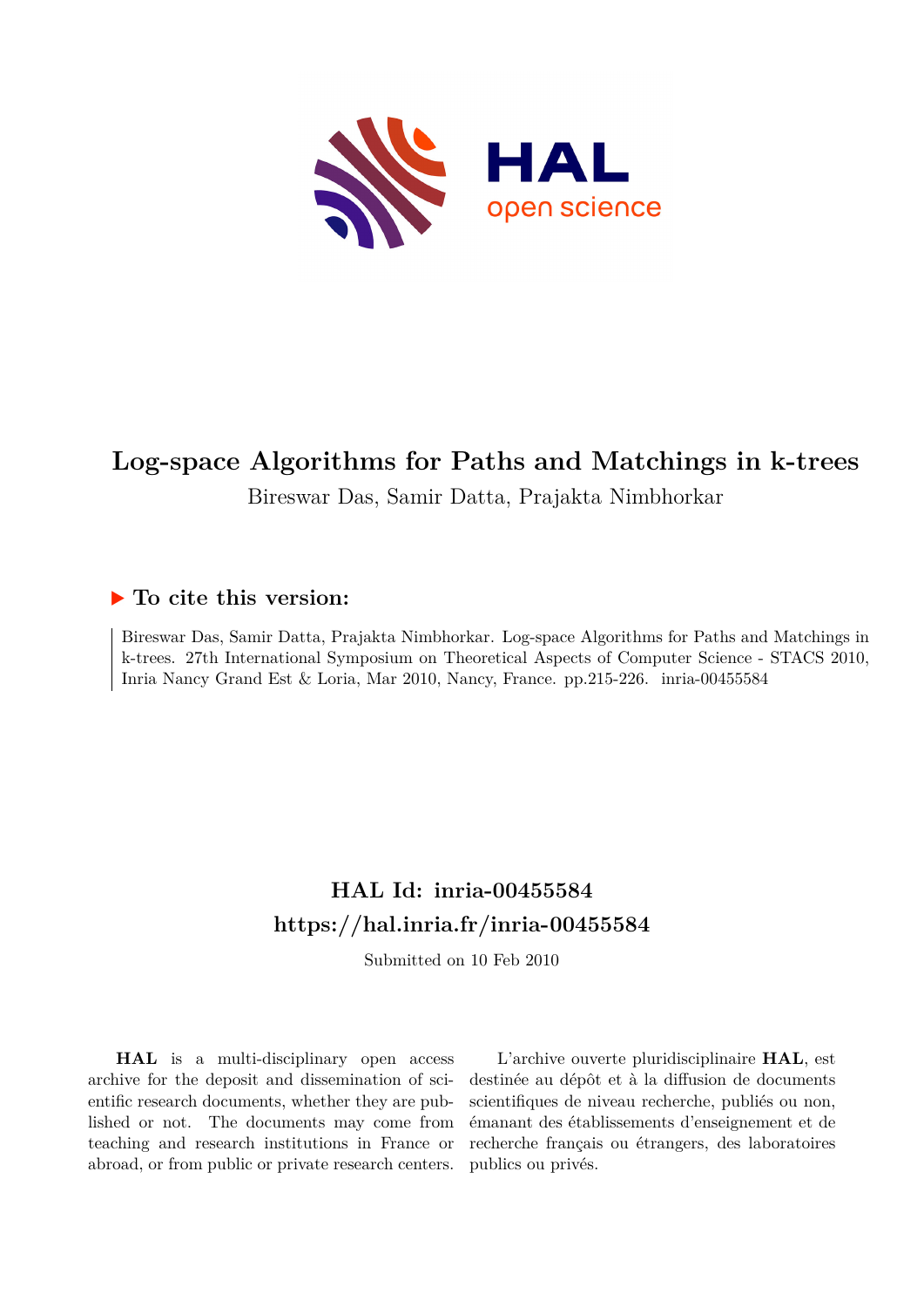# Log-space Algorithms for Paths and Matchings in k-trees

Bireswar Das, Samir Datta, Prajakta Nimbhorkar

## ▶ To cite this version:

Bireswar Das, Samir Datta, Prajakta Nimbhorkar. Log-space Algorithms for Paths and Matchings in k-trees. 27th International Symposium on Theoretical Aspects of Computer Science - STACS 2010, Inria Nancy Grand Est & Loria, Mar 2010, Nancy, France. pp.215-226. inria-00455584

## HAL Id: inria-00455584

## https://hal.inria.fr/inria-00455584

Submitted on 10 Feb 2010

**HAL** is a multi-disciplinary open access archive for the deposit and dissemination of scientific research documents, whether they are published or not. The documents may come from teaching and research institutions in France or abroad, or from public or private research centers.

L'archive ouverte pluridisciplinaire **HAL**, est destinée au dépôt et à la diffusion de documents scientifiques de niveau recherche, publiés ou non, émanant des établissements d'enseignement et de recherche français ou étrangers, des laboratoires publics ou privés.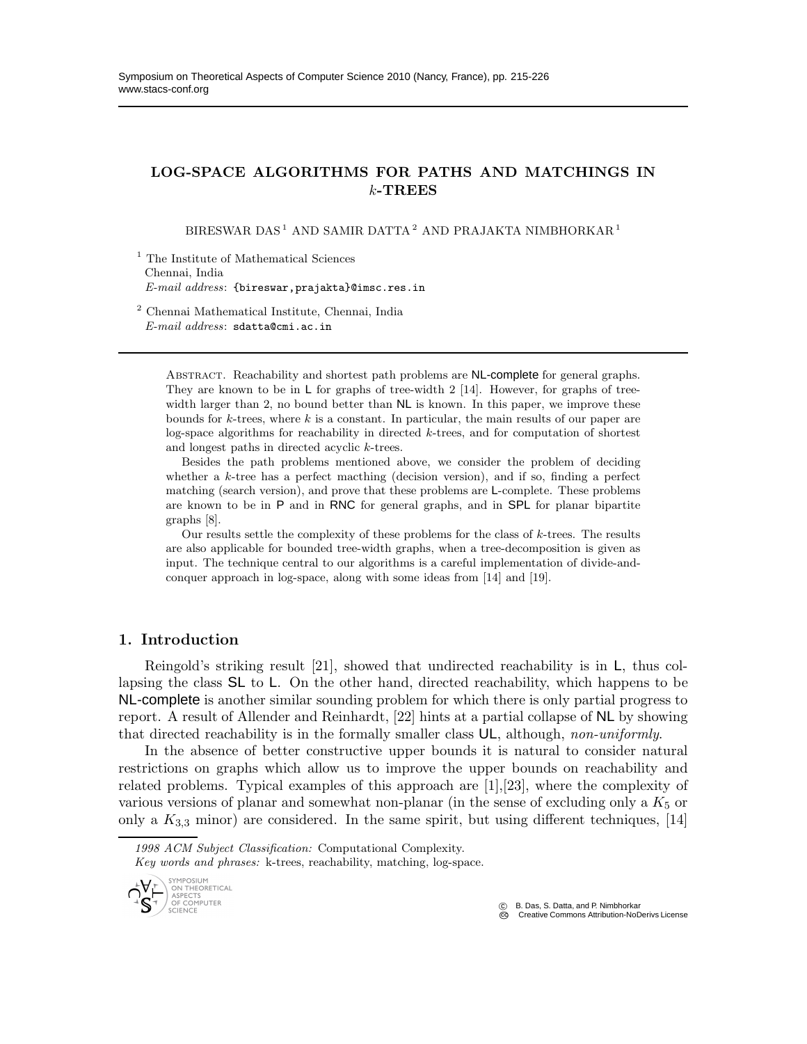Symposium on Theoretical Aspects of Computer Science 2010 (Nancy, France), pp. 215-226
www.stacs-conf.org

# LOG-SPACE ALGORITHMS FOR PATHS AND MATCHINGS IN $k$-TREES

BIRESWAR DAS [1] AND SAMIR DATTA [2] AND PRAJAKTA NIMBHORKAR [1]

[1] The Institute of Mathematical Sciences
Chennai, India
*E-mail address*: {bireswar,prajakta}@imsc.res.in

[2] Chennai Mathematical Institute, Chennai, India
*E-mail address*: sdatta@cmi.ac.in

Abstract. Reachability and shortest path problems are NL-complete for general graphs. They are known to be in L for graphs of tree-width 2 [14]. However, for graphs of tree-width larger than 2, no bound better than NL is known. In this paper, we improve these bounds for $k$-trees, where $k$ is a constant. In particular, the main results of our paper are log-space algorithms for reachability in directed $k$-trees, and for computation of shortest and longest paths in directed acyclic $k$-trees.

Besides the path problems mentioned above, we consider the problem of deciding whether a $k$-tree has a perfect macthing (decision version), and if so, finding a perfect matching (search version), and prove that these problems are L-complete. These problems are known to be in P and in RNC for general graphs, and in SPL for planar bipartite graphs [8].

Our results settle the complexity of these problems for the class of $k$-trees. The results are also applicable for bounded tree-width graphs, when a tree-decomposition is given as input. The technique central to our algorithms is a careful implementation of divide-and-conquer approach in log-space, along with some ideas from [14] and [19].

## 1. Introduction

Reingold's striking result [21], showed that undirected reachability is in L, thus collapsing the class SL to L. On the other hand, directed reachability, which happens to be NL-complete is another similar sounding problem for which there is only partial progress to report. A result of Allender and Reinhardt, [22] hints at a partial collapse of NL by showing that directed reachability is in the formally smaller class UL, although, *non-uniformly*.

In the absence of better constructive upper bounds it is natural to consider natural restrictions on graphs which allow us to improve the upper bounds on reachability and related problems. Typical examples of this approach are [1],[23], where the complexity of various versions of planar and somewhat non-planar (in the sense of excluding only a $K_5$ or only a $K_{3,3}$ minor) are considered. In the same spirit, but using different techniques, [14]

*1998 ACM Subject Classification:* Computational Complexity.
*Key words and phrases:* k-trees, reachability, matching, log-space.

© B. Das, S. Datta, and P. Nimbhorkar
Creative Commons Attribution-NoDerivs License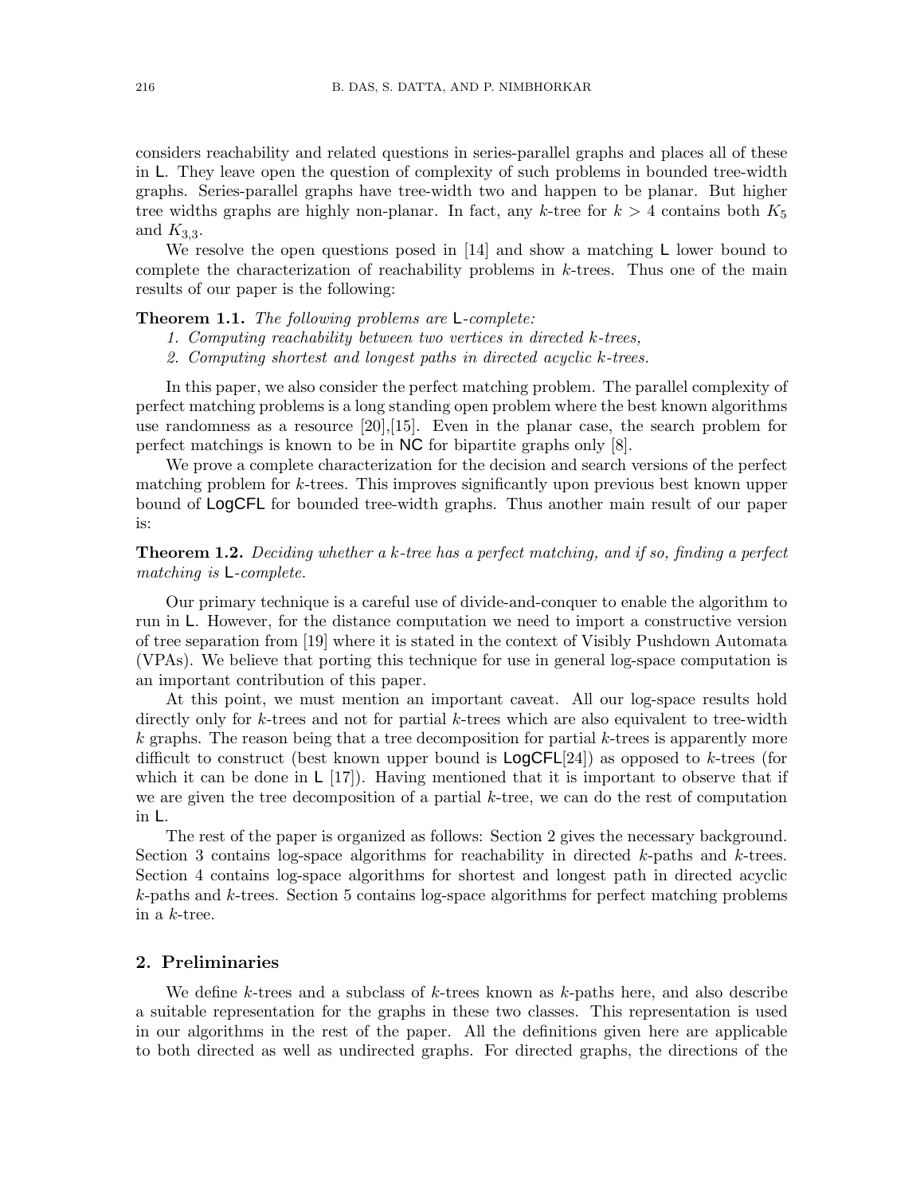considers reachability and related questions in series-parallel graphs and places all of these in L. They leave open the question of complexity of such problems in bounded tree-width graphs. Series-parallel graphs have tree-width two and happen to be planar. But higher tree widths graphs are highly non-planar. In fact, any $k$-tree for $k > 4$ contains both $K_5$ and $K_{3,3}$.

We resolve the open questions posed in [14] and show a matching L lower bound to complete the characterization of reachability problems in $k$-trees. Thus one of the main results of our paper is the following:

**Theorem 1.1.** *The following problems are* L*-complete:*

1. *Computing reachability between two vertices in directed $k$-trees,*
2. *Computing shortest and longest paths in directed acyclic $k$-trees.*

In this paper, we also consider the perfect matching problem. The parallel complexity of perfect matching problems is a long standing open problem where the best known algorithms use randomness as a resource [20],[15]. Even in the planar case, the search problem for perfect matchings is known to be in NC for bipartite graphs only [8].

We prove a complete characterization for the decision and search versions of the perfect matching problem for $k$-trees. This improves significantly upon previous best known upper bound of LogCFL for bounded tree-width graphs. Thus another main result of our paper is:

**Theorem 1.2.** *Deciding whether a $k$-tree has a perfect matching, and if so, finding a perfect matching is* L*-complete.*

Our primary technique is a careful use of divide-and-conquer to enable the algorithm to run in L. However, for the distance computation we need to import a constructive version of tree separation from [19] where it is stated in the context of Visibly Pushdown Automata (VPAs). We believe that porting this technique for use in general log-space computation is an important contribution of this paper.

At this point, we must mention an important caveat. All our log-space results hold directly only for $k$-trees and not for partial $k$-trees which are also equivalent to tree-width $k$ graphs. The reason being that a tree decomposition for partial $k$-trees is apparently more difficult to construct (best known upper bound is LogCFL[24]) as opposed to $k$-trees (for which it can be done in L [17]). Having mentioned that it is important to observe that if we are given the tree decomposition of a partial $k$-tree, we can do the rest of computation in L.

The rest of the paper is organized as follows: Section 2 gives the necessary background. Section 3 contains log-space algorithms for reachability in directed $k$-paths and $k$-trees. Section 4 contains log-space algorithms for shortest and longest path in directed acyclic $k$-paths and $k$-trees. Section 5 contains log-space algorithms for perfect matching problems in a $k$-tree.

## 2. Preliminaries

We define $k$-trees and a subclass of $k$-trees known as $k$-paths here, and also describe a suitable representation for the graphs in these two classes. This representation is used in our algorithms in the rest of the paper. All the definitions given here are applicable to both directed as well as undirected graphs. For directed graphs, the directions of the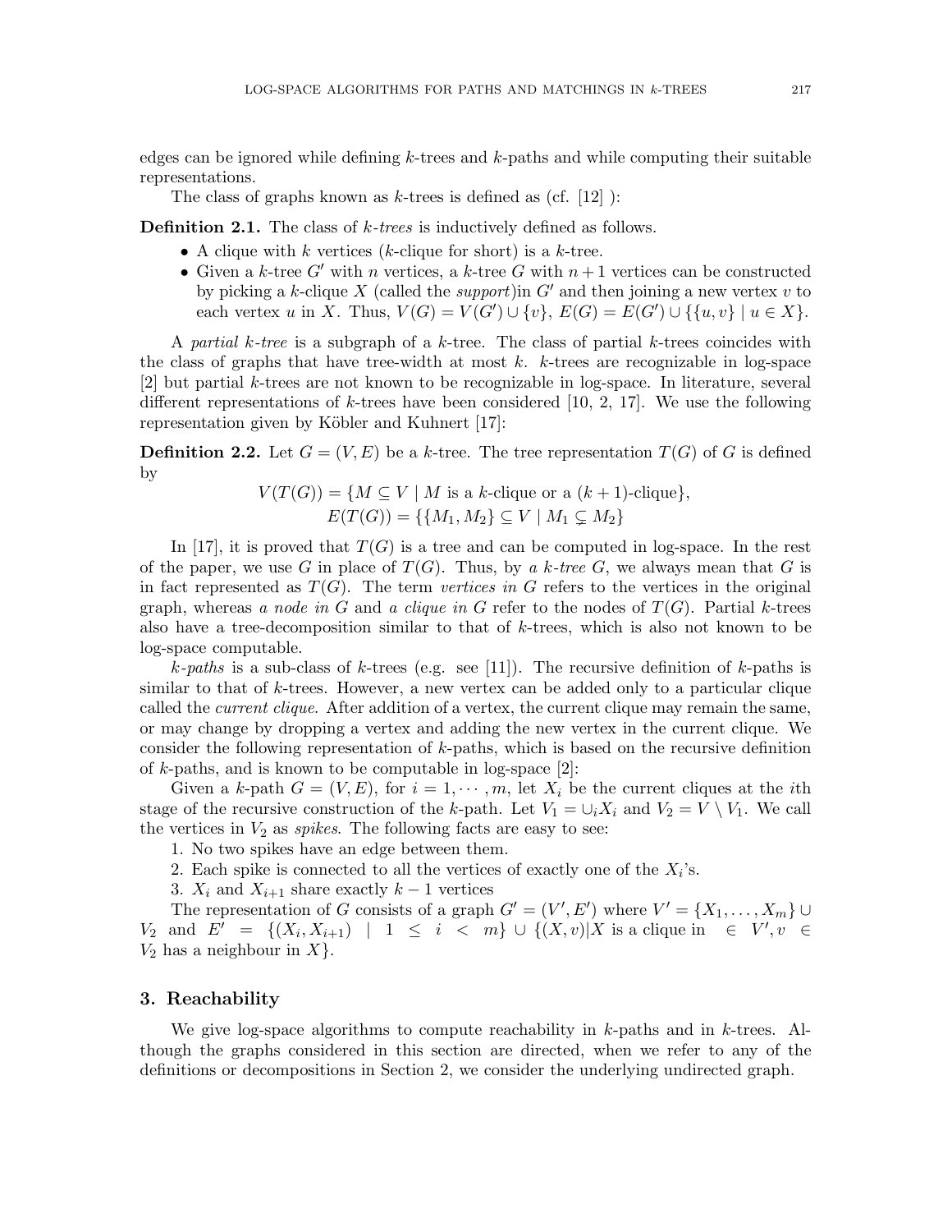edges can be ignored while defining $k$-trees and $k$-paths and while computing their suitable representations.

The class of graphs known as $k$-trees is defined as (cf. [12] ):

**Definition 2.1.** The class of *$k$-trees* is inductively defined as follows.

- A clique with $k$ vertices ($k$-clique for short) is a $k$-tree.
- Given a $k$-tree $G'$ with $n$ vertices, a $k$-tree $G$ with $n+1$ vertices can be constructed by picking a $k$-clique $X$ (called the *support*)in $G'$ and then joining a new vertex $v$ to each vertex $u$ in $X$. Thus, $V(G) = V(G') \cup \{v\}$, $E(G) = E(G') \cup \{\{u, v\} \mid u \in X\}$.

A *partial $k$-tree* is a subgraph of a $k$-tree. The class of partial $k$-trees coincides with the class of graphs that have tree-width at most $k$. $k$-trees are recognizable in log-space [2] but partial $k$-trees are not known to be recognizable in log-space. In literature, several different representations of $k$-trees have been considered [10, 2, 17]. We use the following representation given by Köbler and Kuhnert [17]:

**Definition 2.2.** Let $G = (V, E)$ be a $k$-tree. The tree representation $T(G)$ of $G$ is defined by

$$V(T(G)) = \{M \subseteq V \mid M \text{ is a } k\text{-clique or a } (k+1)\text{-clique}\},$$
$$E(T(G)) = \{\{M_1, M_2\} \subseteq V \mid M_1 \subsetneq M_2\}$$

In [17], it is proved that $T(G)$ is a tree and can be computed in log-space. In the rest of the paper, we use $G$ in place of $T(G)$. Thus, by *a $k$-tree $G$*, we always mean that $G$ is in fact represented as $T(G)$. The term *vertices in $G$* refers to the vertices in the original graph, whereas *a node in $G$* and *a clique in $G$* refer to the nodes of $T(G)$. Partial $k$-trees also have a tree-decomposition similar to that of $k$-trees, which is also not known to be log-space computable.

*$k$-paths* is a sub-class of $k$-trees (e.g. see [11]). The recursive definition of $k$-paths is similar to that of $k$-trees. However, a new vertex can be added only to a particular clique called the *current clique*. After addition of a vertex, the current clique may remain the same, or may change by dropping a vertex and adding the new vertex in the current clique. We consider the following representation of $k$-paths, which is based on the recursive definition of $k$-paths, and is known to be computable in log-space [2]:

Given a $k$-path $G = (V, E)$, for $i = 1, \cdots, m$, let $X_i$ be the current cliques at the $i$th stage of the recursive construction of the $k$-path. Let $V_1 = \cup_i X_i$ and $V_2 = V \setminus V_1$. We call the vertices in $V_2$ as *spikes*. The following facts are easy to see:

1. No two spikes have an edge between them.
2. Each spike is connected to all the vertices of exactly one of the $X_i$'s.
3. $X_i$ and $X_{i+1}$ share exactly $k-1$ vertices

The representation of $G$ consists of a graph $G' = (V', E')$ where $V' = \{X_1, \ldots, X_m\} \cup V_2$ and $E' = \{(X_i, X_{i+1}) \mid 1 \leq i < m\} \cup \{(X, v) \mid X \text{ is a clique in } \in V', v \in V_2 \text{ has a neighbour in } X\}$.

## 3. Reachability

We give log-space algorithms to compute reachability in $k$-paths and in $k$-trees. Although the graphs considered in this section are directed, when we refer to any of the definitions or decompositions in Section 2, we consider the underlying undirected graph.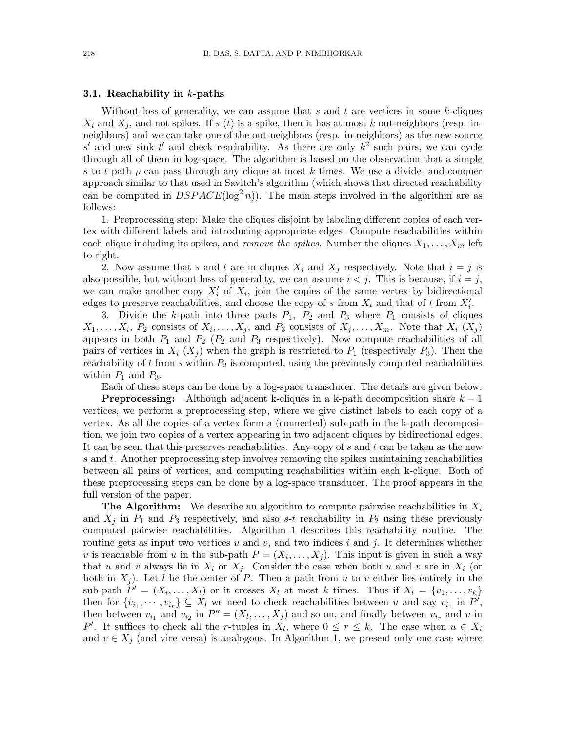### 3.1. Reachability in $k$-paths

Without loss of generality, we can assume that $s$ and $t$ are vertices in some $k$-cliques $X_i$ and $X_j$, and not spikes. If $s$ ($t$) is a spike, then it has at most $k$ out-neighbors (resp. in-neighbors) and we can take one of the out-neighbors (resp. in-neighbors) as the new source $s'$ and new sink $t'$ and check reachability. As there are only $k^2$ such pairs, we can cycle through all of them in log-space. The algorithm is based on the observation that a simple $s$ to $t$ path $\rho$ can pass through any clique at most $k$ times. We use a divide- and-conquer approach similar to that used in Savitch's algorithm (which shows that directed reachability can be computed in $DSPACE(\log^2 n)$). The main steps involved in the algorithm are as follows:

1. Preprocessing step: Make the cliques disjoint by labeling different copies of each vertex with different labels and introducing appropriate edges. Compute reachabilities within each clique including its spikes, and *remove the spikes*. Number the cliques $X_1, \ldots, X_m$ left to right.

2. Now assume that $s$ and $t$ are in cliques $X_i$ and $X_j$ respectively. Note that $i = j$ is also possible, but without loss of generality, we can assume $i < j$. This is because, if $i = j$, we can make another copy $X_i'$ of $X_i$, join the copies of the same vertex by bidirectional edges to preserve reachabilities, and choose the copy of $s$ from $X_i$ and that of $t$ from $X_i'$.

3. Divide the $k$-path into three parts $P_1$, $P_2$ and $P_3$ where $P_1$ consists of cliques $X_1, \ldots, X_i$, $P_2$ consists of $X_i, \ldots, X_j$, and $P_3$ consists of $X_j, \ldots, X_m$. Note that $X_i$ ($X_j$) appears in both $P_1$ and $P_2$ ($P_2$ and $P_3$ respectively). Now compute reachabilities of all pairs of vertices in $X_i$ ($X_j$) when the graph is restricted to $P_1$ (respectively $P_3$). Then the reachability of $t$ from $s$ within $P_2$ is computed, using the previously computed reachabilities within $P_1$ and $P_3$.

Each of these steps can be done by a log-space transducer. The details are given below.

**Preprocessing:** Although adjacent k-cliques in a k-path decomposition share $k-1$ vertices, we perform a preprocessing step, where we give distinct labels to each copy of a vertex. As all the copies of a vertex form a (connected) sub-path in the k-path decomposition, we join two copies of a vertex appearing in two adjacent cliques by bidirectional edges. It can be seen that this preserves reachabilities. Any copy of $s$ and $t$ can be taken as the new $s$ and $t$. Another preprocessing step involves removing the spikes maintaining reachabilities between all pairs of vertices, and computing reachabilities within each k-clique. Both of these preprocessing steps can be done by a log-space transducer. The proof appears in the full version of the paper.

**The Algorithm:** We describe an algorithm to compute pairwise reachabilities in $X_i$ and $X_j$ in $P_1$ and $P_3$ respectively, and also $s$-$t$ reachability in $P_2$ using these previously computed pairwise reachabilities. Algorithm 1 describes this reachability routine. The routine gets as input two vertices $u$ and $v$, and two indices $i$ and $j$. It determines whether $v$ is reachable from $u$ in the sub-path $P = (X_i, \ldots, X_j)$. This input is given in such a way that $u$ and $v$ always lie in $X_i$ or $X_j$. Consider the case when both $u$ and $v$ are in $X_i$ (or both in $X_j$). Let $l$ be the center of $P$. Then a path from $u$ to $v$ either lies entirely in the sub-path $P' = (X_i, \ldots, X_l)$ or it crosses $X_l$ at most $k$ times. Thus if $X_l = \{v_1, \ldots, v_k\}$ then for $\{v_{i_1}, \cdots, v_{i_r}\} \subseteq X_l$ we need to check reachabilities between $u$ and say $v_{i_1}$ in $P'$, then between $v_{i_1}$ and $v_{i_2}$ in $P'' = (X_l, \ldots, X_j)$ and so on, and finally between $v_{i_r}$ and $v$ in $P'$. It suffices to check all the $r$-tuples in $X_l$, where $0 \leq r \leq k$. The case when $u \in X_i$ and $v \in X_j$ (and vice versa) is analogous. In Algorithm 1, we present only one case where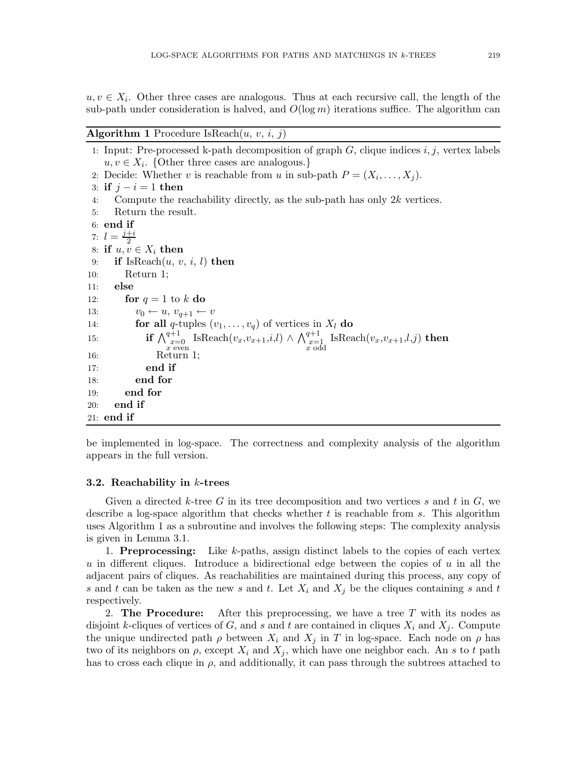$u, v \in X_i$. Other three cases are analogous. Thus at each recursive call, the length of the sub-path under consideration is halved, and $O(\log m)$ iterations suffice. The algorithm can

**Algorithm 1** Procedure IsReach($u$, $v$, $i$, $j$)

```
1:  Input: Pre-processed k-path decomposition of graph G, clique indices i, j, vertex labels
    u, v ∈ X_i. {Other three cases are analogous.}
2:  Decide: Whether v is reachable from u in sub-path P = (X_i, ..., X_j).
3:  if j − i = 1 then
4:     Compute the reachability directly, as the sub-path has only 2k vertices.
5:     Return the result.
6:  end if
7:  l = (j+i)/2
8:  if u, v ∈ X_i then
9:     if IsReach(u, v, i, l) then
10:       Return 1;
11:    else
12:       for q = 1 to k do
13:          v_0 ← u, v_{q+1} ← v
14:          for all q-tuples (v_1, ..., v_q) of vertices in X_l do
15:             if ⋀_{x=0, x even}^{q+1} IsReach(v_x, v_{x+1}, i, l) ∧ ⋀_{x=1, x odd}^{q+1} IsReach(v_x, v_{x+1}, l, j) then
16:                Return 1;
17:             end if
18:          end for
19:       end for
20:    end if
21: end if
```

be implemented in log-space. The correctness and complexity analysis of the algorithm appears in the full version.

### 3.2. Reachability in $k$-trees

Given a directed $k$-tree $G$ in its tree decomposition and two vertices $s$ and $t$ in $G$, we describe a log-space algorithm that checks whether $t$ is reachable from $s$. This algorithm uses Algorithm 1 as a subroutine and involves the following steps: The complexity analysis is given in Lemma 3.1.

1. **Preprocessing:** Like $k$-paths, assign distinct labels to the copies of each vertex $u$ in different cliques. Introduce a bidirectional edge between the copies of $u$ in all the adjacent pairs of cliques. As reachabilities are maintained during this process, any copy of $s$ and $t$ can be taken as the new $s$ and $t$. Let $X_i$ and $X_j$ be the cliques containing $s$ and $t$ respectively.

2. **The Procedure:** After this preprocessing, we have a tree $T$ with its nodes as disjoint $k$-cliques of vertices of $G$, and $s$ and $t$ are contained in cliques $X_i$ and $X_j$. Compute the unique undirected path $\rho$ between $X_i$ and $X_j$ in $T$ in log-space. Each node on $\rho$ has two of its neighbors on $\rho$, except $X_i$ and $X_j$, which have one neighbor each. An $s$ to $t$ path has to cross each clique in $\rho$, and additionally, it can pass through the subtrees attached to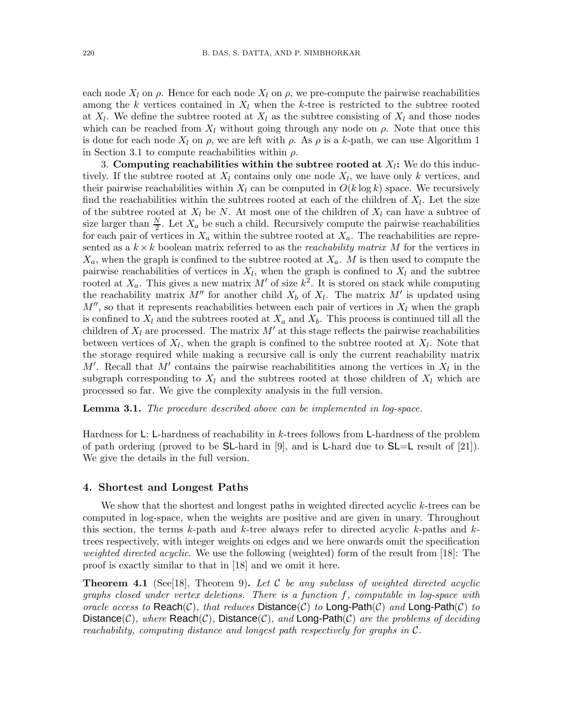each node $X_l$ on $\rho$. Hence for each node $X_l$ on $\rho$, we pre-compute the pairwise reachabilities among the $k$ vertices contained in $X_l$ when the $k$-tree is restricted to the subtree rooted at $X_l$. We define the subtree rooted at $X_l$ as the subtree consisting of $X_l$ and those nodes which can be reached from $X_l$ without going through any node on $\rho$. Note that once this is done for each node $X_l$ on $\rho$, we are left with $\rho$. As $\rho$ is a $k$-path, we can use Algorithm 1 in Section 3.1 to compute reachabilities within $\rho$.

3. **Computing reachabilities within the subtree rooted at $X_l$:** We do this inductively. If the subtree rooted at $X_l$ contains only one node $X_l$, we have only $k$ vertices, and their pairwise reachabilities within $X_l$ can be computed in $O(k \log k)$ space. We recursively find the reachabilities within the subtrees rooted at each of the children of $X_l$. Let the size of the subtree rooted at $X_l$ be $N$. At most one of the children of $X_l$ can have a subtree of size larger than $\frac{N}{2}$. Let $X_a$ be such a child. Recursively compute the pairwise reachabilities for each pair of vertices in $X_a$ within the subtree rooted at $X_a$. The reachabilities are represented as a $k \times k$ boolean matrix referred to as the *reachability matrix* $M$ for the vertices in $X_a$, when the graph is confined to the subtree rooted at $X_a$. $M$ is then used to compute the pairwise reachabilities of vertices in $X_l$, when the graph is confined to $X_l$ and the subtree rooted at $X_a$. This gives a new matrix $M'$ of size $k^2$. It is stored on stack while computing the reachability matrix $M''$ for another child $X_b$ of $X_l$. The matrix $M'$ is updated using $M''$, so that it represents reachabilities between each pair of vertices in $X_l$ when the graph is confined to $X_l$ and the subtrees rooted at $X_a$ and $X_b$. This process is continued till all the children of $X_l$ are processed. The matrix $M'$ at this stage reflects the pairwise reachabilities between vertices of $X_l$, when the graph is confined to the subtree rooted at $X_l$. Note that the storage required while making a recursive call is only the current reachability matrix $M'$. Recall that $M'$ contains the pairwise reachabilitities among the vertices in $X_l$ in the subgraph corresponding to $X_l$ and the subtrees rooted at those children of $X_l$ which are processed so far. We give the complexity analysis in the full version.

**Lemma 3.1.** *The procedure described above can be implemented in log-space.*

Hardness for L: L-hardness of reachability in $k$-trees follows from L-hardness of the problem of path ordering (proved to be SL-hard in [9], and is L-hard due to SL=L result of [21]). We give the details in the full version.

## 4. Shortest and Longest Paths

We show that the shortest and longest paths in weighted directed acyclic $k$-trees can be computed in log-space, when the weights are positive and are given in unary. Throughout this section, the terms $k$-path and $k$-tree always refer to directed acyclic $k$-paths and $k$-trees respectively, with integer weights on edges and we here onwards omit the specification *weighted directed acyclic*. We use the following (weighted) form of the result from [18]: The proof is exactly similar to that in [18] and we omit it here.

**Theorem 4.1** (See[18], Theorem 9)**.** *Let $\mathcal{C}$ be any subclass of weighted directed acyclic graphs closed under vertex deletions. There is a function $f$, computable in log-space with oracle access to* Reach($\mathcal{C}$)*, that reduces* Distance($\mathcal{C}$) *to* Long-Path($\mathcal{C}$) *and* Long-Path($\mathcal{C}$) *to* Distance($\mathcal{C}$)*, where* Reach($\mathcal{C}$), Distance($\mathcal{C}$)*, and* Long-Path($\mathcal{C}$) *are the problems of deciding reachability, computing distance and longest path respectively for graphs in $\mathcal{C}$.*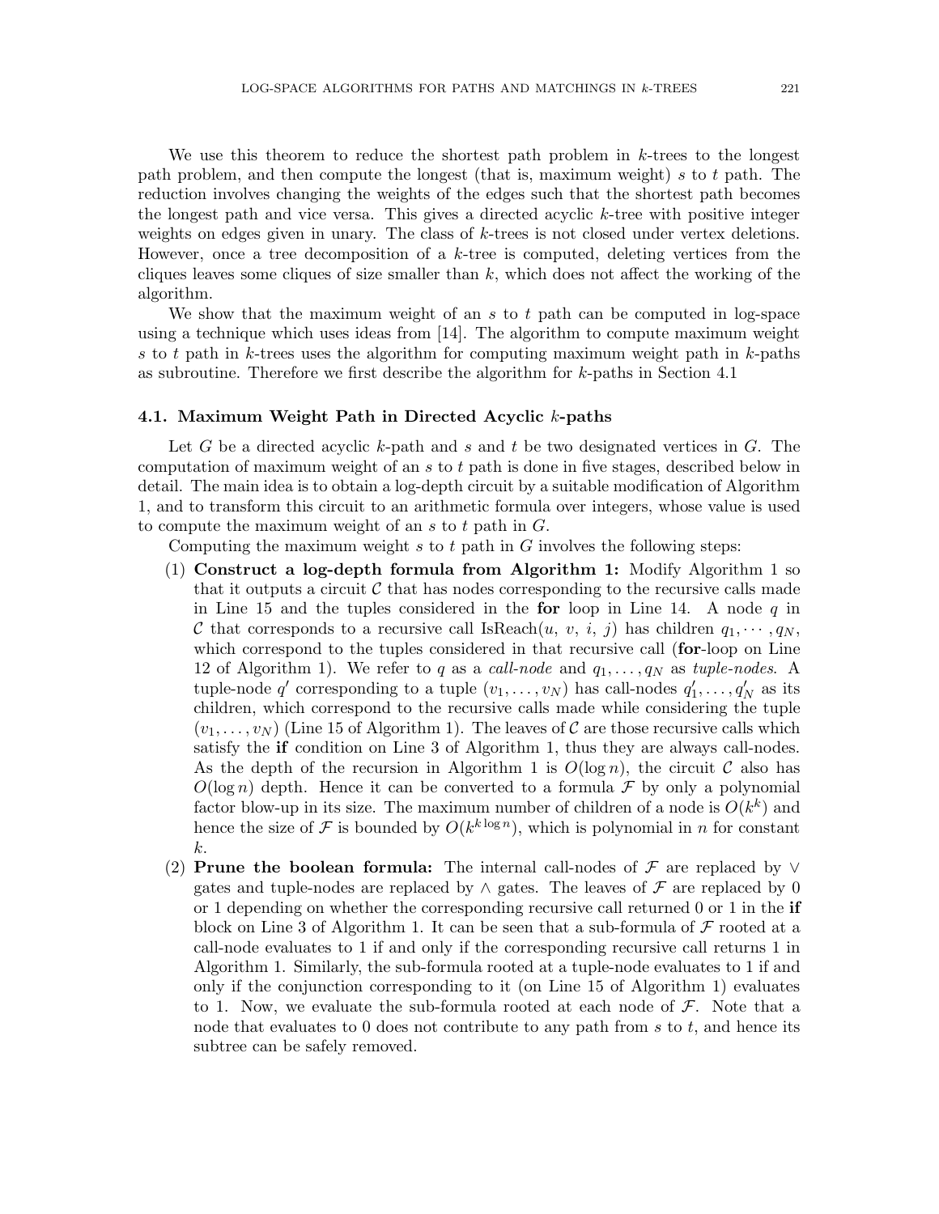We use this theorem to reduce the shortest path problem in $k$-trees to the longest path problem, and then compute the longest (that is, maximum weight) $s$ to $t$ path. The reduction involves changing the weights of the edges such that the shortest path becomes the longest path and vice versa. This gives a directed acyclic $k$-tree with positive integer weights on edges given in unary. The class of $k$-trees is not closed under vertex deletions. However, once a tree decomposition of a $k$-tree is computed, deleting vertices from the cliques leaves some cliques of size smaller than $k$, which does not affect the working of the algorithm.

We show that the maximum weight of an $s$ to $t$ path can be computed in log-space using a technique which uses ideas from [14]. The algorithm to compute maximum weight $s$ to $t$ path in $k$-trees uses the algorithm for computing maximum weight path in $k$-paths as subroutine. Therefore we first describe the algorithm for $k$-paths in Section 4.1

### 4.1. Maximum Weight Path in Directed Acyclic $k$-paths

Let $G$ be a directed acyclic $k$-path and $s$ and $t$ be two designated vertices in $G$. The computation of maximum weight of an $s$ to $t$ path is done in five stages, described below in detail. The main idea is to obtain a log-depth circuit by a suitable modification of Algorithm 1, and to transform this circuit to an arithmetic formula over integers, whose value is used to compute the maximum weight of an $s$ to $t$ path in $G$.

Computing the maximum weight $s$ to $t$ path in $G$ involves the following steps:

1. **Construct a log-depth formula from Algorithm 1:** Modify Algorithm 1 so that it outputs a circuit $\mathcal{C}$ that has nodes corresponding to the recursive calls made in Line 15 and the tuples considered in the **for** loop in Line 14. A node $q$ in $\mathcal{C}$ that corresponds to a recursive call IsReach($u$, $v$, $i$, $j$) has children $q_1, \cdots, q_N$, which correspond to the tuples considered in that recursive call (**for**-loop on Line 12 of Algorithm 1). We refer to $q$ as a *call-node* and $q_1, \ldots, q_N$ as *tuple-nodes*. A tuple-node $q'$ corresponding to a tuple $(v_1, \ldots, v_N)$ has call-nodes $q'_1, \ldots, q'_N$ as its children, which correspond to the recursive calls made while considering the tuple $(v_1, \ldots, v_N)$ (Line 15 of Algorithm 1). The leaves of $\mathcal{C}$ are those recursive calls which satisfy the **if** condition on Line 3 of Algorithm 1, thus they are always call-nodes. As the depth of the recursion in Algorithm 1 is $O(\log n)$, the circuit $\mathcal{C}$ also has $O(\log n)$ depth. Hence it can be converted to a formula $\mathcal{F}$ by only a polynomial factor blow-up in its size. The maximum number of children of a node is $O(k^k)$ and hence the size of $\mathcal{F}$ is bounded by $O(k^{k \log n})$, which is polynomial in $n$ for constant $k$.
2. **Prune the boolean formula:** The internal call-nodes of $\mathcal{F}$ are replaced by $\vee$ gates and tuple-nodes are replaced by $\wedge$ gates. The leaves of $\mathcal{F}$ are replaced by 0 or 1 depending on whether the corresponding recursive call returned 0 or 1 in the **if** block on Line 3 of Algorithm 1. It can be seen that a sub-formula of $\mathcal{F}$ rooted at a call-node evaluates to 1 if and only if the corresponding recursive call returns 1 in Algorithm 1. Similarly, the sub-formula rooted at a tuple-node evaluates to 1 if and only if the conjunction corresponding to it (on Line 15 of Algorithm 1) evaluates to 1. Now, we evaluate the sub-formula rooted at each node of $\mathcal{F}$. Note that a node that evaluates to 0 does not contribute to any path from $s$ to $t$, and hence its subtree can be safely removed.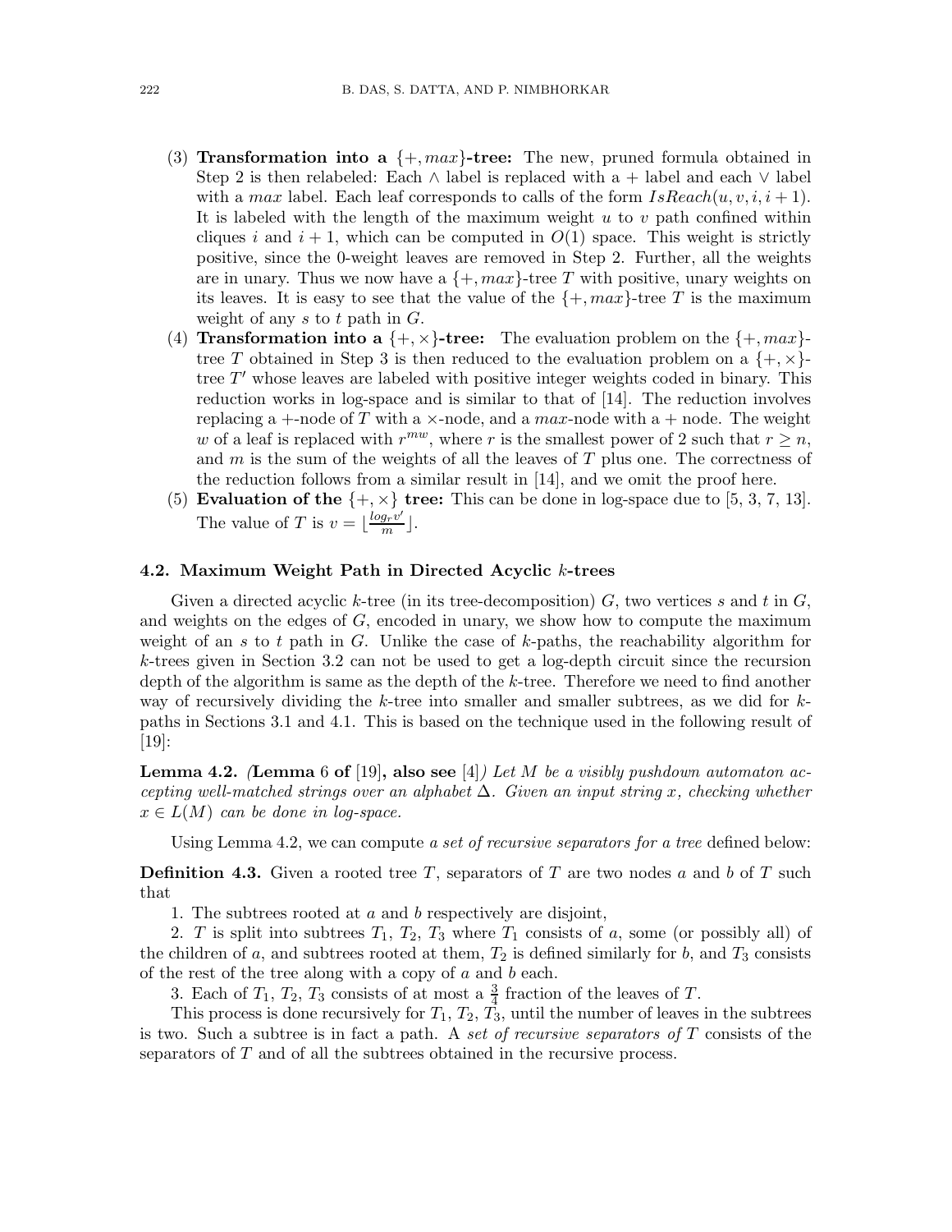(3) **Transformation into a $\{+, max\}$-tree:** The new, pruned formula obtained in Step 2 is then relabeled: Each $\wedge$ label is replaced with a $+$ label and each $\vee$ label with a $max$ label. Each leaf corresponds to calls of the form $IsReach(u, v, i, i+1)$. It is labeled with the length of the maximum weight $u$ to $v$ path confined within cliques $i$ and $i+1$, which can be computed in $O(1)$ space. This weight is strictly positive, since the 0-weight leaves are removed in Step 2. Further, all the weights are in unary. Thus we now have a $\{+, max\}$-tree $T$ with positive, unary weights on its leaves. It is easy to see that the value of the $\{+, max\}$-tree $T$ is the maximum weight of any $s$ to $t$ path in $G$.

(4) **Transformation into a $\{+, \times\}$-tree:** The evaluation problem on the $\{+, max\}$-tree $T$ obtained in Step 3 is then reduced to the evaluation problem on a $\{+, \times\}$-tree $T'$ whose leaves are labeled with positive integer weights coded in binary. This reduction works in log-space and is similar to that of [14]. The reduction involves replacing a $+$-node of $T$ with a $\times$-node, and a $max$-node with a $+$ node. The weight $w$ of a leaf is replaced with $r^{mw}$, where $r$ is the smallest power of 2 such that $r \geq n$, and $m$ is the sum of the weights of all the leaves of $T$ plus one. The correctness of the reduction follows from a similar result in [14], and we omit the proof here.

(5) **Evaluation of the $\{+, \times\}$ tree:** This can be done in log-space due to [5, 3, 7, 13]. The value of $T$ is $v = \lfloor \frac{log_r v'}{m} \rfloor$.

### 4.2. Maximum Weight Path in Directed Acyclic $k$-trees

Given a directed acyclic $k$-tree (in its tree-decomposition) $G$, two vertices $s$ and $t$ in $G$, and weights on the edges of $G$, encoded in unary, we show how to compute the maximum weight of an $s$ to $t$ path in $G$. Unlike the case of $k$-paths, the reachability algorithm for $k$-trees given in Section 3.2 can not be used to get a log-depth circuit since the recursion depth of the algorithm is same as the depth of the $k$-tree. Therefore we need to find another way of recursively dividing the $k$-tree into smaller and smaller subtrees, as we did for $k$-paths in Sections 3.1 and 4.1. This is based on the technique used in the following result of [19]:

**Lemma 4.2.** *(***Lemma** 6 **of** [19]**, also see** [4]*) Let $M$ be a visibly pushdown automaton accepting well-matched strings over an alphabet $\Delta$. Given an input string $x$, checking whether $x \in L(M)$ can be done in log-space.*

Using Lemma 4.2, we can compute *a set of recursive separators for a tree* defined below:

**Definition 4.3.** Given a rooted tree $T$, separators of $T$ are two nodes $a$ and $b$ of $T$ such that

1. The subtrees rooted at $a$ and $b$ respectively are disjoint,

2. $T$ is split into subtrees $T_1$, $T_2$, $T_3$ where $T_1$ consists of $a$, some (or possibly all) of the children of $a$, and subtrees rooted at them, $T_2$ is defined similarly for $b$, and $T_3$ consists of the rest of the tree along with a copy of $a$ and $b$ each.

3. Each of $T_1$, $T_2$, $T_3$ consists of at most a $\frac{3}{4}$ fraction of the leaves of $T$.

This process is done recursively for $T_1$, $T_2$, $T_3$, until the number of leaves in the subtrees is two. Such a subtree is in fact a path. A *set of recursive separators of* $T$ consists of the separators of $T$ and of all the subtrees obtained in the recursive process.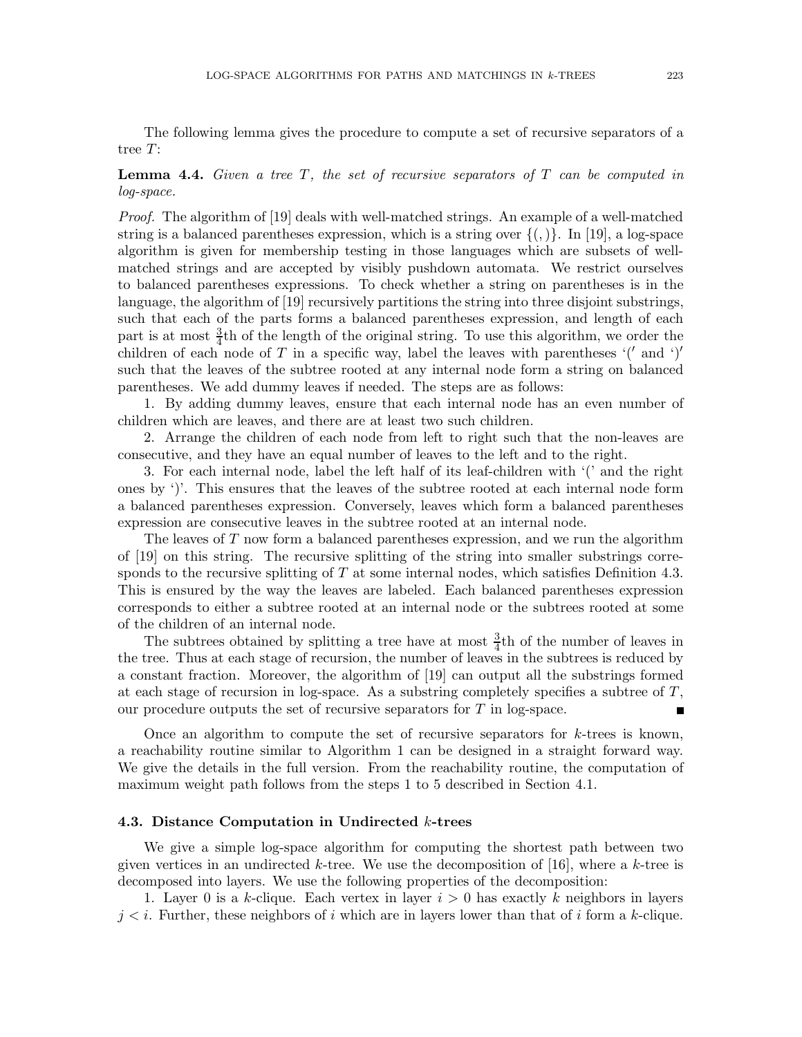The following lemma gives the procedure to compute a set of recursive separators of a tree $T$:

**Lemma 4.4.** *Given a tree $T$, the set of recursive separators of $T$ can be computed in log-space.*

*Proof.* The algorithm of [19] deals with well-matched strings. An example of a well-matched string is a balanced parentheses expression, which is a string over $\{(,)\}$. In [19], a log-space algorithm is given for membership testing in those languages which are subsets of well-matched strings and are accepted by visibly pushdown automata. We restrict ourselves to balanced parentheses expressions. To check whether a string on parentheses is in the language, the algorithm of [19] recursively partitions the string into three disjoint substrings, such that each of the parts forms a balanced parentheses expression, and length of each part is at most $\frac{3}{4}$th of the length of the original string. To use this algorithm, we order the children of each node of $T$ in a specific way, label the leaves with parentheses '(' and ')' such that the leaves of the subtree rooted at any internal node form a string on balanced parentheses. We add dummy leaves if needed. The steps are as follows:

1. By adding dummy leaves, ensure that each internal node has an even number of children which are leaves, and there are at least two such children.

2. Arrange the children of each node from left to right such that the non-leaves are consecutive, and they have an equal number of leaves to the left and to the right.

3. For each internal node, label the left half of its leaf-children with '(' and the right ones by ')'. This ensures that the leaves of the subtree rooted at each internal node form a balanced parentheses expression. Conversely, leaves which form a balanced parentheses expression are consecutive leaves in the subtree rooted at an internal node.

The leaves of $T$ now form a balanced parentheses expression, and we run the algorithm of [19] on this string. The recursive splitting of the string into smaller substrings corresponds to the recursive splitting of $T$ at some internal nodes, which satisfies Definition 4.3. This is ensured by the way the leaves are labeled. Each balanced parentheses expression corresponds to either a subtree rooted at an internal node or the subtrees rooted at some of the children of an internal node.

The subtrees obtained by splitting a tree have at most $\frac{3}{4}$th of the number of leaves in the tree. Thus at each stage of recursion, the number of leaves in the subtrees is reduced by a constant fraction. Moreover, the algorithm of [19] can output all the substrings formed at each stage of recursion in log-space. As a substring completely specifies a subtree of $T$, our procedure outputs the set of recursive separators for $T$ in log-space. ∎

Once an algorithm to compute the set of recursive separators for $k$-trees is known, a reachability routine similar to Algorithm 1 can be designed in a straight forward way. We give the details in the full version. From the reachability routine, the computation of maximum weight path follows from the steps 1 to 5 described in Section 4.1.

### 4.3. Distance Computation in Undirected $k$-trees

We give a simple log-space algorithm for computing the shortest path between two given vertices in an undirected $k$-tree. We use the decomposition of [16], where a $k$-tree is decomposed into layers. We use the following properties of the decomposition:

1. Layer 0 is a $k$-clique. Each vertex in layer $i > 0$ has exactly $k$ neighbors in layers $j < i$. Further, these neighbors of $i$ which are in layers lower than that of $i$ form a $k$-clique.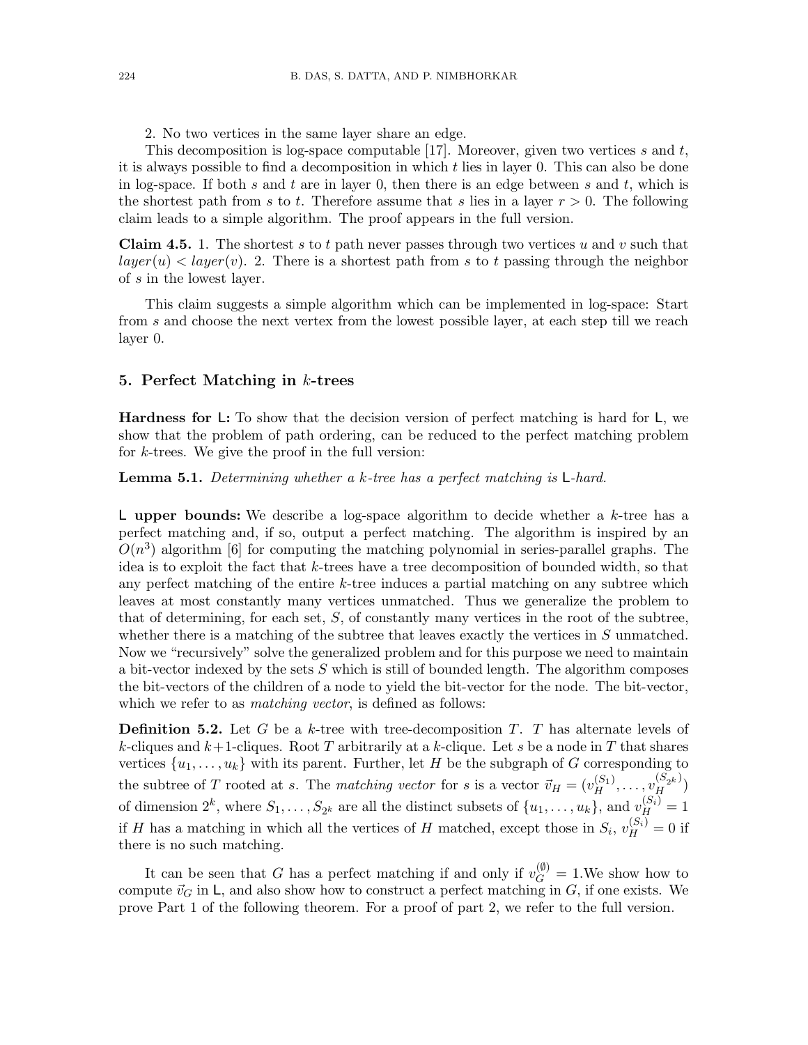2. No two vertices in the same layer share an edge.

This decomposition is log-space computable [17]. Moreover, given two vertices $s$ and $t$, it is always possible to find a decomposition in which $t$ lies in layer 0. This can also be done in log-space. If both $s$ and $t$ are in layer 0, then there is an edge between $s$ and $t$, which is the shortest path from $s$ to $t$. Therefore assume that $s$ lies in a layer $r > 0$. The following claim leads to a simple algorithm. The proof appears in the full version.

**Claim 4.5.** 1. The shortest $s$ to $t$ path never passes through two vertices $u$ and $v$ such that $layer(u) < layer(v)$. 2. There is a shortest path from $s$ to $t$ passing through the neighbor of $s$ in the lowest layer.

This claim suggests a simple algorithm which can be implemented in log-space: Start from $s$ and choose the next vertex from the lowest possible layer, at each step till we reach layer 0.

## 5. Perfect Matching in $k$-trees

**Hardness for $\mathsf{L}$:** To show that the decision version of perfect matching is hard for $\mathsf{L}$, we show that the problem of path ordering, can be reduced to the perfect matching problem for $k$-trees. We give the proof in the full version:

**Lemma 5.1.** *Determining whether a $k$-tree has a perfect matching is $\mathsf{L}$-hard.*

**$\mathsf{L}$ upper bounds:** We describe a log-space algorithm to decide whether a $k$-tree has a perfect matching and, if so, output a perfect matching. The algorithm is inspired by an $O(n^3)$ algorithm [6] for computing the matching polynomial in series-parallel graphs. The idea is to exploit the fact that $k$-trees have a tree decomposition of bounded width, so that any perfect matching of the entire $k$-tree induces a partial matching on any subtree which leaves at most constantly many vertices unmatched. Thus we generalize the problem to that of determining, for each set, $S$, of constantly many vertices in the root of the subtree, whether there is a matching of the subtree that leaves exactly the vertices in $S$ unmatched. Now we "recursively" solve the generalized problem and for this purpose we need to maintain a bit-vector indexed by the sets $S$ which is still of bounded length. The algorithm composes the bit-vectors of the children of a node to yield the bit-vector for the node. The bit-vector, which we refer to as *matching vector*, is defined as follows:

**Definition 5.2.** Let $G$ be a $k$-tree with tree-decomposition $T$. $T$ has alternate levels of $k$-cliques and $k+1$-cliques. Root $T$ arbitrarily at a $k$-clique. Let $s$ be a node in $T$ that shares vertices $\{u_1, \ldots, u_k\}$ with its parent. Further, let $H$ be the subgraph of $G$ corresponding to the subtree of $T$ rooted at $s$. The *matching vector* for $s$ is a vector $\vec{v}_H = (v_H^{(S_1)}, \ldots, v_H^{(S_{2^k})})$ of dimension $2^k$, where $S_1, \ldots, S_{2^k}$ are all the distinct subsets of $\{u_1, \ldots, u_k\}$, and $v_H^{(S_i)} = 1$ if $H$ has a matching in which all the vertices of $H$ matched, except those in $S_i$, $v_H^{(S_i)} = 0$ if there is no such matching.

It can be seen that $G$ has a perfect matching if and only if $v_G^{(\emptyset)} = 1$.We show how to compute $\vec{v}_G$ in $\mathsf{L}$, and also show how to construct a perfect matching in $G$, if one exists. We prove Part 1 of the following theorem. For a proof of part 2, we refer to the full version.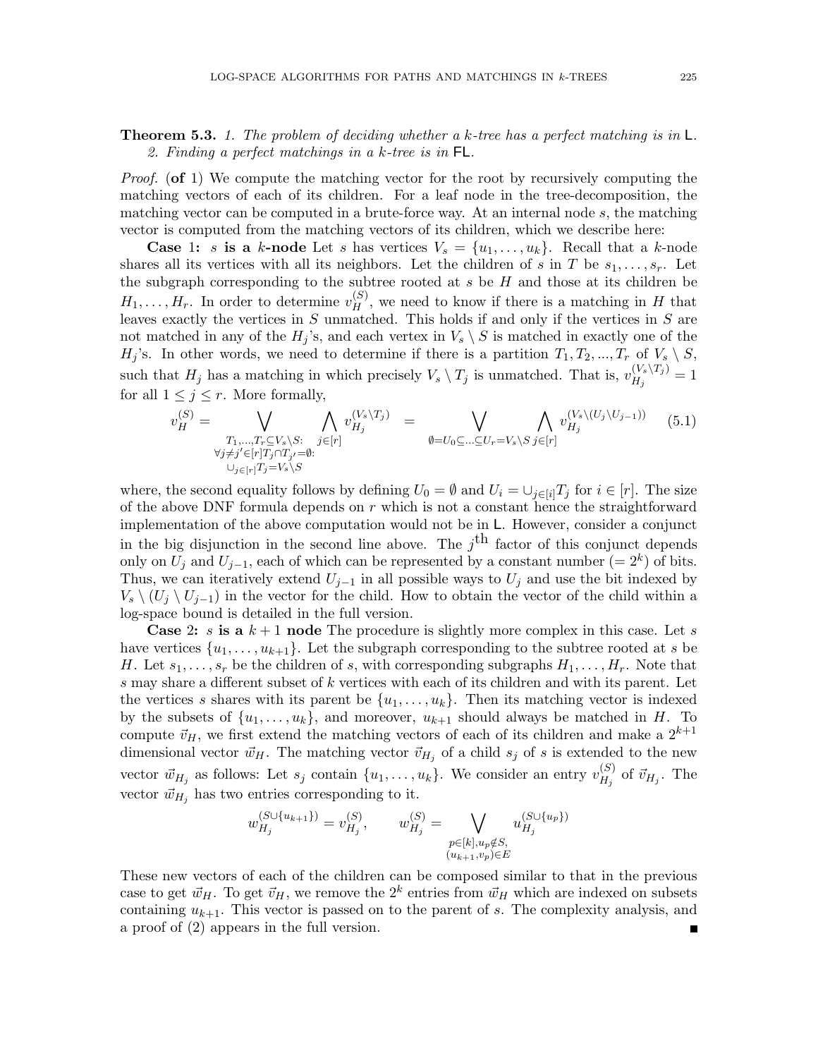**Theorem 5.3.** *1. The problem of deciding whether a $k$-tree has a perfect matching is in* $\mathsf{L}$.
*2. Finding a perfect matchings in a $k$-tree is in* $\mathsf{FL}$.

*Proof.* (**of** 1) We compute the matching vector for the root by recursively computing the matching vectors of each of its children. For a leaf node in the tree-decomposition, the matching vector can be computed in a brute-force way. At an internal node $s$, the matching vector is computed from the matching vectors of its children, which we describe here:

**Case 1: $s$ is a $k$-node** Let $s$ has vertices $V_s = \{u_1, \ldots, u_k\}$. Recall that a $k$-node shares all its vertices with all its neighbors. Let the children of $s$ in $T$ be $s_1, \ldots, s_r$. Let the subgraph corresponding to the subtree rooted at $s$ be $H$ and those at its children be $H_1, \ldots, H_r$. In order to determine $v_H^{(S)}$, we need to know if there is a matching in $H$ that leaves exactly the vertices in $S$ unmatched. This holds if and only if the vertices in $S$ are not matched in any of the $H_j$'s, and each vertex in $V_s \setminus S$ is matched in exactly one of the $H_j$'s. In other words, we need to determine if there is a partition $T_1, T_2, ..., T_r$ of $V_s \setminus S$, such that $H_j$ has a matching in which precisely $V_s \setminus T_j$ is unmatched. That is, $v_{H_j}^{(V_s \setminus T_j)} = 1$ for all $1 \leq j \leq r$. More formally,

$$v_H^{(S)} = \bigvee_{\substack{T_1,\ldots,T_r \subseteq V_s \setminus S: \\ \forall j \neq j' \in [r] T_j \cap T_{j'} = \emptyset: \\ \cup_{j\in[r]} T_j = V_s \setminus S}} \bigwedge_{j \in [r]} v_{H_j}^{(V_s \setminus T_j)} \quad = \bigvee_{\emptyset = U_0 \subseteq \ldots \subseteq U_r = V_s \setminus S} \bigwedge_{j \in [r]} v_{H_j}^{(V_s \setminus (U_j \setminus U_{j-1}))} \tag{5.1}$$

where, the second equality follows by defining $U_0 = \emptyset$ and $U_i = \cup_{j \in [i]} T_j$ for $i \in [r]$. The size of the above DNF formula depends on $r$ which is not a constant hence the straightforward implementation of the above computation would not be in $\mathsf{L}$. However, consider a conjunct in the big disjunction in the second line above. The $j^{\text{th}}$ factor of this conjunct depends only on $U_j$ and $U_{j-1}$, each of which can be represented by a constant number ($= 2^k$) of bits. Thus, we can iteratively extend $U_{j-1}$ in all possible ways to $U_j$ and use the bit indexed by $V_s \setminus (U_j \setminus U_{j-1})$ in the vector for the child. How to obtain the vector of the child within a log-space bound is detailed in the full version.

**Case 2: $s$ is a $k+1$ node** The procedure is slightly more complex in this case. Let $s$ have vertices $\{u_1, \ldots, u_{k+1}\}$. Let the subgraph corresponding to the subtree rooted at $s$ be $H$. Let $s_1, \ldots, s_r$ be the children of $s$, with corresponding subgraphs $H_1, \ldots, H_r$. Note that $s$ may share a different subset of $k$ vertices with each of its children and with its parent. Let the vertices $s$ shares with its parent be $\{u_1, \ldots, u_k\}$. Then its matching vector is indexed by the subsets of $\{u_1, \ldots, u_k\}$, and moreover, $u_{k+1}$ should always be matched in $H$. To compute $\vec{v}_H$, we first extend the matching vectors of each of its children and make a $2^{k+1}$ dimensional vector $\vec{w}_H$. The matching vector $\vec{v}_{H_j}$ of a child $s_j$ of $s$ is extended to the new vector $\vec{w}_{H_j}$ as follows: Let $s_j$ contain $\{u_1, \ldots, u_k\}$. We consider an entry $v_{H_j}^{(S)}$ of $\vec{v}_{H_j}$. The vector $\vec{w}_{H_j}$ has two entries corresponding to it.

$$w_{H_j}^{(S \cup \{u_{k+1}\})} = v_{H_j}^{(S)}, \qquad w_{H_j}^{(S)} = \bigvee_{\substack{p \in [k], u_p \notin S, \\ (u_{k+1}, v_p) \in E}} u_{H_j}^{(S \cup \{u_p\})}$$

These new vectors of each of the children can be composed similar to that in the previous case to get $\vec{w}_H$. To get $\vec{v}_H$, we remove the $2^k$ entries from $\vec{w}_H$ which are indexed on subsets containing $u_{k+1}$. This vector is passed on to the parent of $s$. The complexity analysis, and a proof of (2) appears in the full version. ∎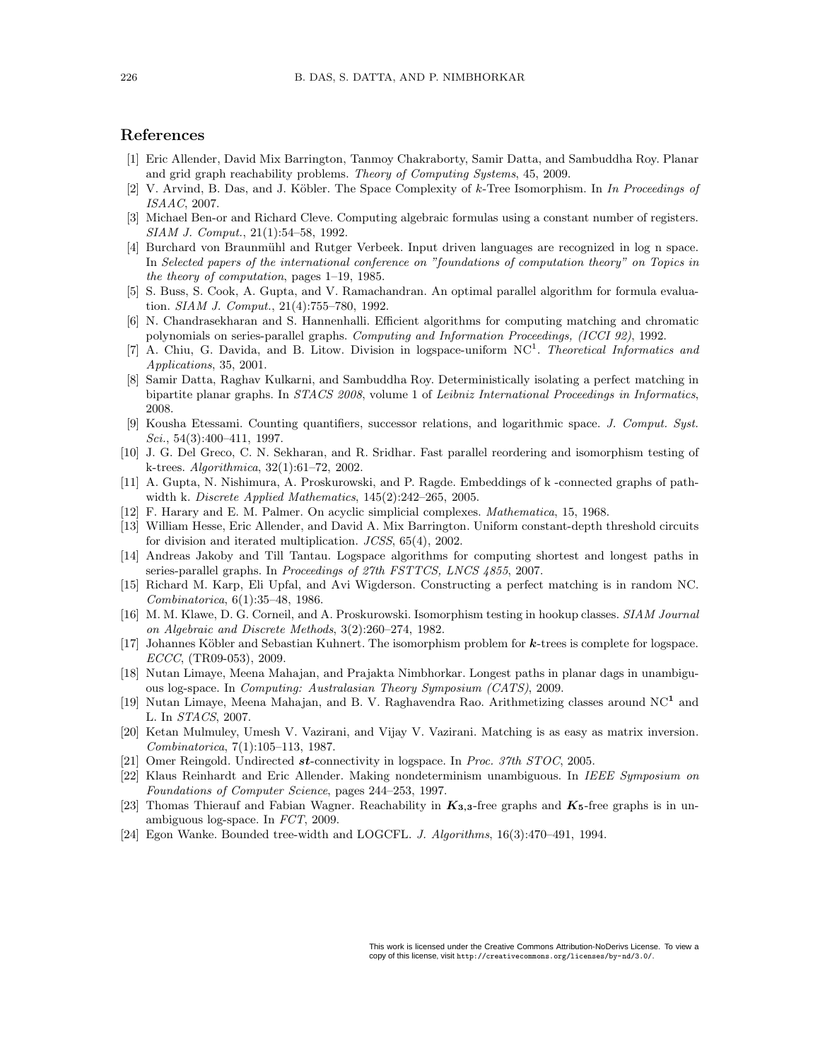## References

[1] Eric Allender, David Mix Barrington, Tanmoy Chakraborty, Samir Datta, and Sambuddha Roy. Planar and grid graph reachability problems. *Theory of Computing Systems*, 45, 2009.

[2] V. Arvind, B. Das, and J. Köbler. The Space Complexity of $k$-Tree Isomorphism. In *In Proceedings of ISAAC*, 2007.

[3] Michael Ben-or and Richard Cleve. Computing algebraic formulas using a constant number of registers. *SIAM J. Comput.*, 21(1):54–58, 1992.

[4] Burchard von Braunmühl and Rutger Verbeek. Input driven languages are recognized in log n space. In *Selected papers of the international conference on "foundations of computation theory" on Topics in the theory of computation*, pages 1–19, 1985.

[5] S. Buss, S. Cook, A. Gupta, and V. Ramachandran. An optimal parallel algorithm for formula evaluation. *SIAM J. Comput.*, 21(4):755–780, 1992.

[6] N. Chandrasekharan and S. Hannenhalli. Efficient algorithms for computing matching and chromatic polynomials on series-parallel graphs. *Computing and Information Proceedings, (ICCI 92)*, 1992.

[7] A. Chiu, G. Davida, and B. Litow. Division in logspace-uniform $\mathrm{NC}^1$. *Theoretical Informatics and Applications*, 35, 2001.

[8] Samir Datta, Raghav Kulkarni, and Sambuddha Roy. Deterministically isolating a perfect matching in bipartite planar graphs. In *STACS 2008*, volume 1 of *Leibniz International Proceedings in Informatics*, 2008.

[9] Kousha Etessami. Counting quantifiers, successor relations, and logarithmic space. *J. Comput. Syst. Sci.*, 54(3):400–411, 1997.

[10] J. G. Del Greco, C. N. Sekharan, and R. Sridhar. Fast parallel reordering and isomorphism testing of k-trees. *Algorithmica*, 32(1):61–72, 2002.

[11] A. Gupta, N. Nishimura, A. Proskurowski, and P. Ragde. Embeddings of k -connected graphs of pathwidth k. *Discrete Applied Mathematics*, 145(2):242–265, 2005.

[12] F. Harary and E. M. Palmer. On acyclic simplicial complexes. *Mathematica*, 15, 1968.

[13] William Hesse, Eric Allender, and David A. Mix Barrington. Uniform constant-depth threshold circuits for division and iterated multiplication. *JCSS*, 65(4), 2002.

[14] Andreas Jakoby and Till Tantau. Logspace algorithms for computing shortest and longest paths in series-parallel graphs. In *Proceedings of 27th FSTTCS, LNCS 4855*, 2007.

[15] Richard M. Karp, Eli Upfal, and Avi Wigderson. Constructing a perfect matching is in random NC. *Combinatorica*, 6(1):35–48, 1986.

[16] M. M. Klawe, D. G. Corneil, and A. Proskurowski. Isomorphism testing in hookup classes. *SIAM Journal on Algebraic and Discrete Methods*, 3(2):260–274, 1982.

[17] Johannes Köbler and Sebastian Kuhnert. The isomorphism problem for $\boldsymbol{k}$-trees is complete for logspace. *ECCC*, (TR09-053), 2009.

[18] Nutan Limaye, Meena Mahajan, and Prajakta Nimbhorkar. Longest paths in planar dags in unambiguous log-space. In *Computing: Australasian Theory Symposium (CATS)*, 2009.

[19] Nutan Limaye, Meena Mahajan, and B. V. Raghavendra Rao. Arithmetizing classes around $\mathrm{NC}^{\mathbf{1}}$ and L. In *STACS*, 2007.

[20] Ketan Mulmuley, Umesh V. Vazirani, and Vijay V. Vazirani. Matching is as easy as matrix inversion. *Combinatorica*, 7(1):105–113, 1987.

[21] Omer Reingold. Undirected $\boldsymbol{st}$-connectivity in logspace. In *Proc. 37th STOC*, 2005.

[22] Klaus Reinhardt and Eric Allender. Making nondeterminism unambiguous. In *IEEE Symposium on Foundations of Computer Science*, pages 244–253, 1997.

[23] Thomas Thierauf and Fabian Wagner. Reachability in $\boldsymbol{K_{3,3}}$-free graphs and $\boldsymbol{K_5}$-free graphs is in unambiguous log-space. In *FCT*, 2009.

[24] Egon Wanke. Bounded tree-width and LOGCFL. *J. Algorithms*, 16(3):470–491, 1994.

This work is licensed under the Creative Commons Attribution-NoDerivs License. To view a copy of this license, visit http://creativecommons.org/licenses/by-nd/3.0/.